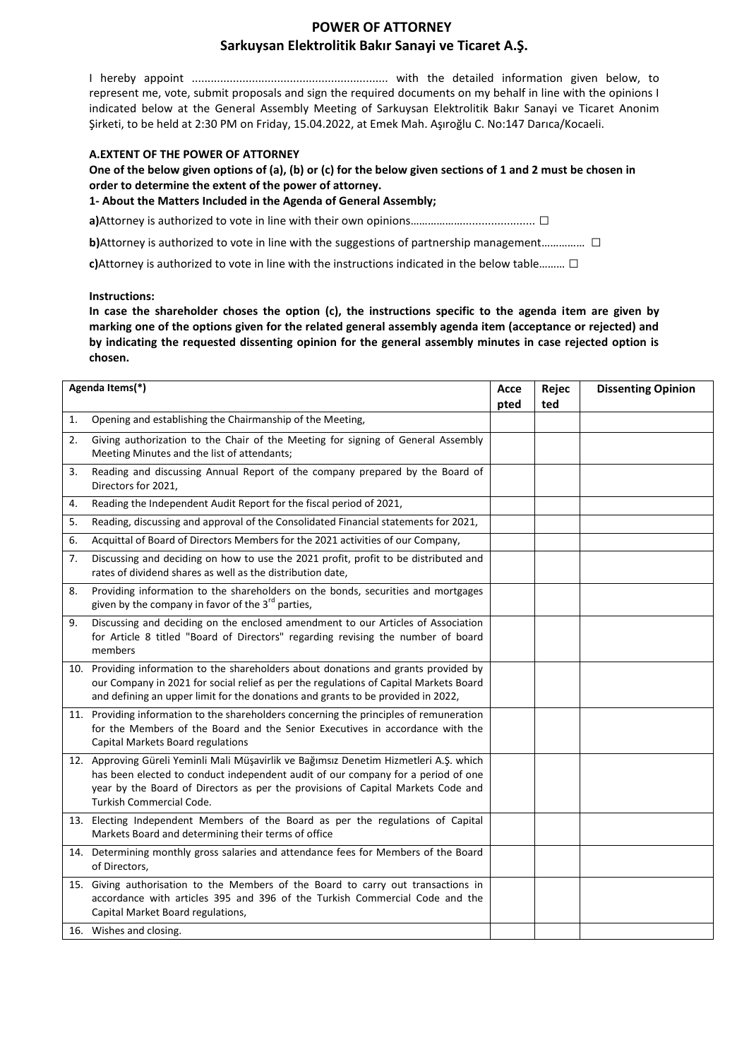# POWER OF ATTORNEY

## Sarkuysan Elektrolitik Bakır Sanayi ve Ticaret A.Ş.

I hereby appoint ............................................................ with the detailed information given below, to represent me, vote, submit proposals and sign the required documents on my behalf in line with the opinions I indicated below at the General Assembly Meeting of Sarkuysan Elektrolitik Bakır Sanayi ve Ticaret Anonim Şirketi, to be held at 2:30 PM on Friday, 15.04.2022, at Emek Mah. Aşıroğlu C. No:147 Darıca/Kocaeli.

**A.EXTENT OF THE POWER OF ATTORNEY**

**One of the below given options of (a), (b) or (c) for the below given sections of 1 and 2 must be chosen in order to determine the extent of the power of attorney.**

**1- About the Matters Included in the Agenda of General Assembly;**

**a)**Attorney is authorized to vote in line with their own opinions…………………................... ☐

**b)**Attorney is authorized to vote in line with the suggestions of partnership management………….. ☐

**c)**Attorney is authorized to vote in line with the instructions indicated in the below table……… ☐

**Instructions:**

**In case the shareholder choses the option (c), the instructions specific to the agenda item are given by marking one of the options given for the related general assembly agenda item (acceptance or rejected) and by indicating the requested dissenting opinion for the general assembly minutes in case rejected option is chosen.**

| Agenda Items(*) | Accepted | Rejected | Dissenting Opinion |
|---|---|---|---|
| 1. Opening and establishing the Chairmanship of the Meeting, | | | |
| 2. Giving authorization to the Chair of the Meeting for signing of General Assembly Meeting Minutes and the list of attendants; | | | |
| 3. Reading and discussing Annual Report of the company prepared by the Board of Directors for 2021, | | | |
| 4. Reading the Independent Audit Report for the fiscal period of 2021, | | | |
| 5. Reading, discussing and approval of the Consolidated Financial statements for 2021, | | | |
| 6. Acquittal of Board of Directors Members for the 2021 activities of our Company, | | | |
| 7. Discussing and deciding on how to use the 2021 profit, profit to be distributed and rates of dividend shares as well as the distribution date, | | | |
| 8. Providing information to the shareholders on the bonds, securities and mortgages given by the company in favor of the 3rd parties, | | | |
| 9. Discussing and deciding on the enclosed amendment to our Articles of Association for Article 8 titled "Board of Directors" regarding revising the number of board members | | | |
| 10. Providing information to the shareholders about donations and grants provided by our Company in 2021 for social relief as per the regulations of Capital Markets Board and defining an upper limit for the donations and grants to be provided in 2022, | | | |
| 11. Providing information to the shareholders concerning the principles of remuneration for the Members of the Board and the Senior Executives in accordance with the Capital Markets Board regulations | | | |
| 12. Approving Güreli Yeminli Mali Müşavirlik ve Bağımsız Denetim Hizmetleri A.Ş. which has been elected to conduct independent audit of our company for a period of one year by the Board of Directors as per the provisions of Capital Markets Code and Turkish Commercial Code. | | | |
| 13. Electing Independent Members of the Board as per the regulations of Capital Markets Board and determining their terms of office | | | |
| 14. Determining monthly gross salaries and attendance fees for Members of the Board of Directors, | | | |
| 15. Giving authorisation to the Members of the Board to carry out transactions in accordance with articles 395 and 396 of the Turkish Commercial Code and the Capital Market Board regulations, | | | |
| 16. Wishes and closing. | | | |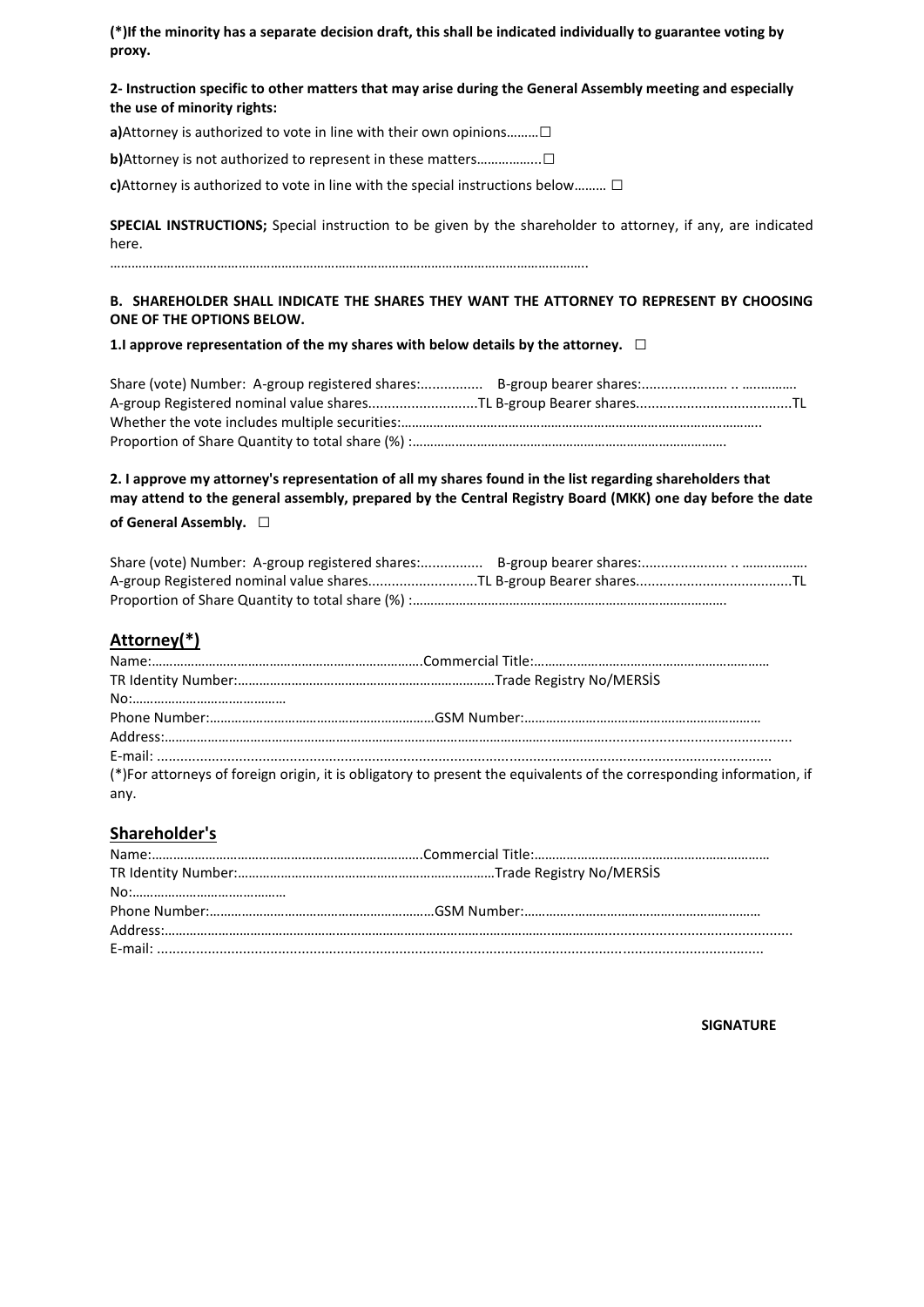**(*)If the minority has a separate decision draft, this shall be indicated individually to guarantee voting by proxy.**

**2- Instruction specific to other matters that may arise during the General Assembly meeting and especially the use of minority rights:**

**a)**Attorney is authorized to vote in line with their own opinions………☐

**b)**Attorney is not authorized to represent in these matters……………..☐

**c)**Attorney is authorized to vote in line with the special instructions below……… ☐

**SPECIAL INSTRUCTIONS;** Special instruction to be given by the shareholder to attorney, if any, are indicated here.

…………………………………………………………………………………………………………………..

**B. SHAREHOLDER SHALL INDICATE THE SHARES THEY WANT THE ATTORNEY TO REPRESENT BY CHOOSING ONE OF THE OPTIONS BELOW.**

**1.I approve representation of the my shares with below details by the attorney.** ☐

Share (vote) Number: A-group registered shares:................ B-group bearer shares:...................... .. ……………
A-group Registered nominal value shares............................TL B-group Bearer shares........................................TL
Whether the vote includes multiple securities:……………………………………………………………………………………..
Proportion of Share Quantity to total share (%) :…………………………………………………………………………….

**2. I approve my attorney's representation of all my shares found in the list regarding shareholders that may attend to the general assembly, prepared by the Central Registry Board (MKK) one day before the date of General Assembly.** ☐

Share (vote) Number: A-group registered shares:................ B-group bearer shares:...................... .. ………………
A-group Registered nominal value shares............................TL B-group Bearer shares........................................TL
Proportion of Share Quantity to total share (%) :…………………………………………………………………………….

## Attorney(*)

Name:………………………………………………………………..Commercial Title:…………………………………………………………
TR Identity Number:………………………………………………………………Trade Registry No/MERSİS No:……………………………………
Phone Number:………………………………………………………GSM Number:…………………………………………………………
Address:……………………………………………………………………………………………………………..............................................
E-mail: ..........................................................................................................................................
(*)For attorneys of foreign origin, it is obligatory to present the equivalents of the corresponding information, if any.

## Shareholder's

Name:………………………………………………………………..Commercial Title:…………………………………………………………
TR Identity Number:………………………………………………………………Trade Registry No/MERSİS No:……………………………………
Phone Number:………………………………………………………GSM Number:…………………………………………………………
Address:……………………………………………………………………………………………………………..............................................
E-mail: ..........................................................................................................................................

**SIGNATURE**